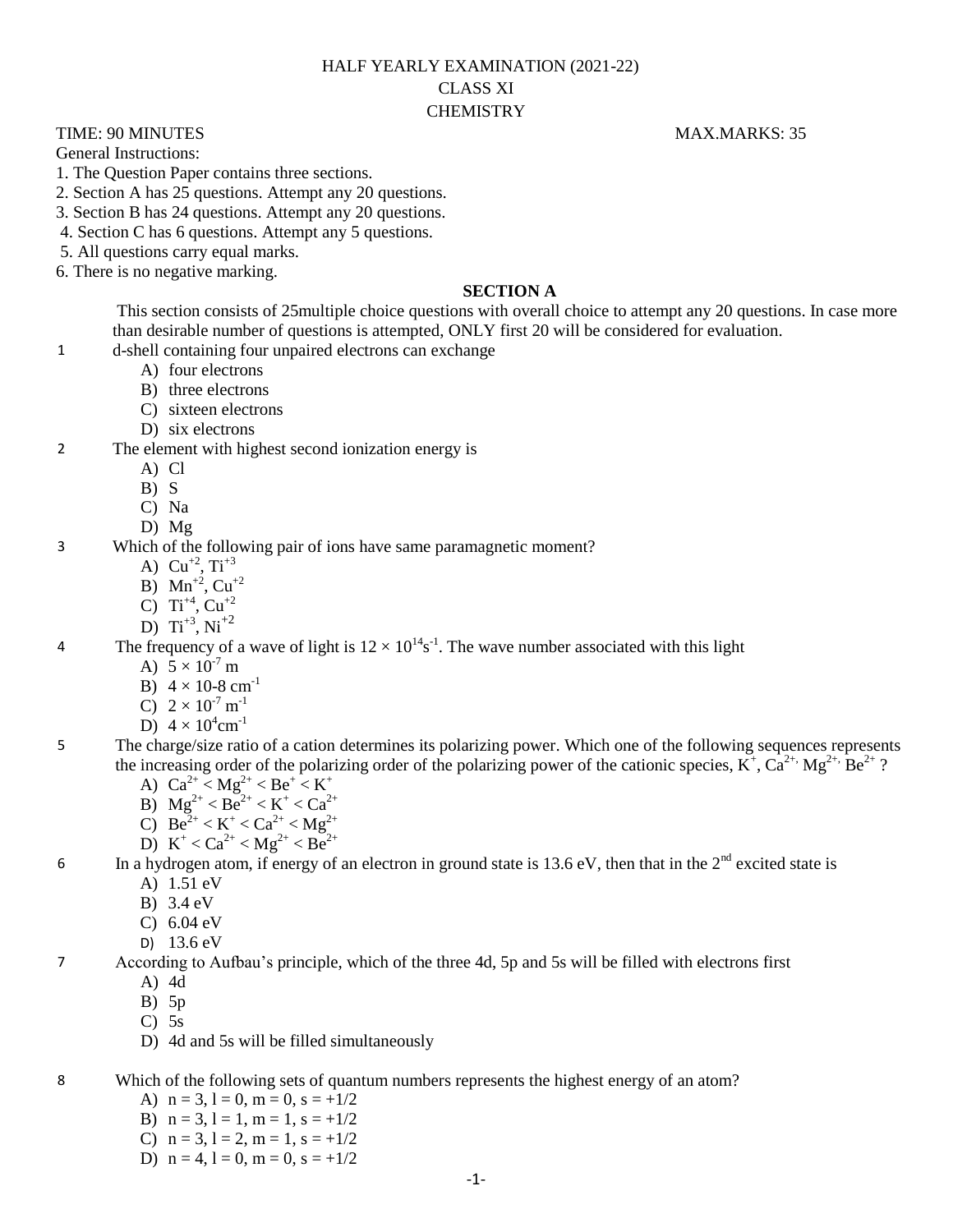# HALF YEARLY EXAMINATION (2021-22)
## CLASS XI
## CHEMISTRY

TIME: 90 MINUTES MAX.MARKS: 35

General Instructions:

1. The Question Paper contains three sections.
2. Section A has 25 questions. Attempt any 20 questions.
3. Section B has 24 questions. Attempt any 20 questions.
4. Section C has 6 questions. Attempt any 5 questions.
5. All questions carry equal marks.
6. There is no negative marking.

### SECTION A

This section consists of 25multiple choice questions with overall choice to attempt any 20 questions. In case more than desirable number of questions is attempted, ONLY first 20 will be considered for evaluation.

1 d-shell containing four unpaired electrons can exchange

A) four electrons
B) three electrons
C) sixteen electrons
D) six electrons

2 The element with highest second ionization energy is

A) Cl
B) S
C) Na
D) Mg

3 Which of the following pair of ions have same paramagnetic moment?

A) $Cu^{+2}$, $Ti^{+3}$
B) $Mn^{+2}$, $Cu^{+2}$
C) $Ti^{+4}$, $Cu^{+2}$
D) $Ti^{+3}$, $Ni^{+2}$

4 The frequency of a wave of light is $12 \times 10^{14} s^{-1}$. The wave number associated with this light

A) $5 \times 10^{-7}$ m
B) $4 \times$ 10-8 $cm^{-1}$
C) $2 \times 10^{-7}$ $m^{-1}$
D) $4 \times 10^{4} cm^{-1}$

5 The charge/size ratio of a cation determines its polarizing power. Which one of the following sequences represents the increasing order of the polarizing order of the polarizing power of the cationic species, $K^{+}$, $Ca^{2+}$, $Mg^{2+}$, $Be^{2+}$ ?

A) $Ca^{2+} < Mg^{2+} < Be^{+} < K^{+}$
B) $Mg^{2+} < Be^{2+} < K^{+} < Ca^{2+}$
C) $Be^{2+} < K^{+} < Ca^{2+} < Mg^{2+}$
D) $K^{+} < Ca^{2+} < Mg^{2+} < Be^{2+}$

6 In a hydrogen atom, if energy of an electron in ground state is 13.6 eV, then that in the 2nd excited state is

A) 1.51 eV
B) 3.4 eV
C) 6.04 eV
D) 13.6 eV

7 According to Aufbau's principle, which of the three 4d, 5p and 5s will be filled with electrons first

A) 4d
B) 5p
C) 5s
D) 4d and 5s will be filled simultaneously

8 Which of the following sets of quantum numbers represents the highest energy of an atom?

A) n = 3, l = 0, m = 0, s = +1/2
B) n = 3, l = 1, m = 1, s = +1/2
C) n = 3, l = 2, m = 1, s = +1/2
D) n = 4, l = 0, m = 0, s = +1/2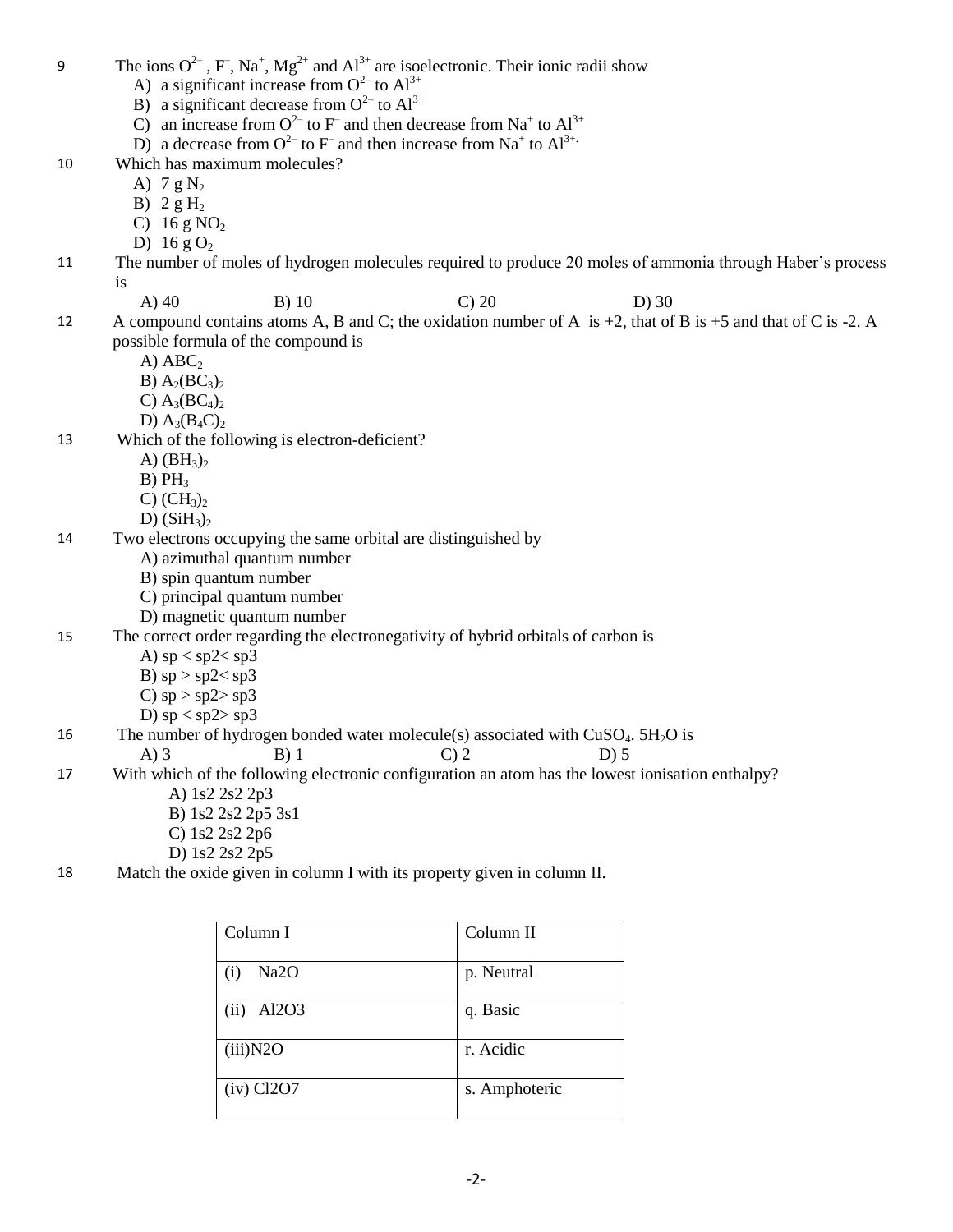9 The ions $O^{2-}$ , $F^{-}$, $Na^{+}$, $Mg^{2+}$ and $Al^{3+}$ are isoelectronic. Their ionic radii show

A) a significant increase from $O^{2-}$ to $Al^{3+}$
B) a significant decrease from $O^{2-}$ to $Al^{3+}$
C) an increase from $O^{2-}$ to $F^{-}$ and then decrease from $Na^{+}$ to $Al^{3+}$
D) a decrease from $O^{2-}$ to $F^{-}$ and then increase from $Na^{+}$ to $Al^{3+}$.

10 Which has maximum molecules?

A) 7 g $N_2$
B) 2 g $H_2$
C) 16 g $NO_2$
D) 16 g $O_2$

11 The number of moles of hydrogen molecules required to produce 20 moles of ammonia through Haber's process is

A) 40 B) 10 C) 20 D) 30

12 A compound contains atoms A, B and C; the oxidation number of A is +2, that of B is +5 and that of C is -2. A possible formula of the compound is

A) $ABC_2$
B) $A_2(BC_3)_2$
C) $A_3(BC_4)_2$
D) $A_3(B_4C)_2$

13 Which of the following is electron-deficient?

A) $(BH_3)_2$
B) $PH_3$
C) $(CH_3)_2$
D) $(SiH_3)_2$

14 Two electrons occupying the same orbital are distinguished by

A) azimuthal quantum number
B) spin quantum number
C) principal quantum number
D) magnetic quantum number

15 The correct order regarding the electronegativity of hybrid orbitals of carbon is

A) sp < sp2< sp3
B) sp > sp2< sp3
C) sp > sp2> sp3
D) sp < sp2> sp3

16 The number of hydrogen bonded water molecule(s) associated with $CuSO_4$. $5H_2O$ is

A) 3 B) 1 C) 2 D) 5

17 With which of the following electronic configuration an atom has the lowest ionisation enthalpy?

A) 1s2 2s2 2p3
B) 1s2 2s2 2p5 3s1
C) 1s2 2s2 2p6
D) 1s2 2s2 2p5

18 Match the oxide given in column I with its property given in column II.

| Column I | Column II |
|---|---|
| (i) Na2O | p. Neutral |
| (ii) Al2O3 | q. Basic |
| (iii)N2O | r. Acidic |
| (iv) Cl2O7 | s. Amphoteric |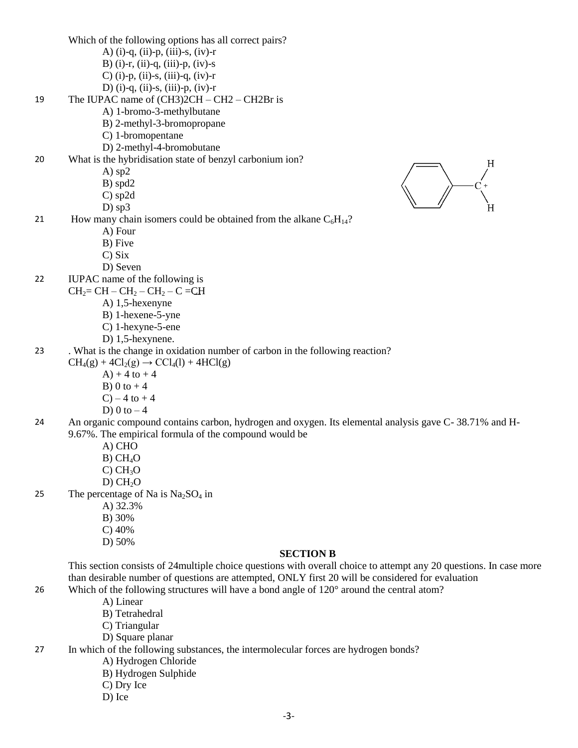Which of the following options has all correct pairs?

A) (i)-q, (ii)-p, (iii)-s, (iv)-r
B) (i)-r, (ii)-q, (iii)-p, (iv)-s
C) (i)-p, (ii)-s, (iii)-q, (iv)-r
D) (i)-q, (ii)-s, (iii)-p, (iv)-r

19 The IUPAC name of (CH3)2CH – CH2 – CH2Br is

A) 1-bromo-3-methylbutane
B) 2-methyl-3-bromopropane
C) 1-bromopentane
D) 2-methyl-4-bromobutane

20 What is the hybridisation state of benzyl carbonium ion?

A) sp2
B) spd2
C) sp2d
D) sp3

21 How many chain isomers could be obtained from the alkane $C_6H_{14}$?

A) Four
B) Five
C) Six
D) Seven

22 IUPAC name of the following is

$CH_2= CH – CH_2 – CH_2 – C ≡CH$

A) 1,5-hexenyne
B) 1-hexene-5-yne
C) 1-hexyne-5-ene
D) 1,5-hexynene.

23 . What is the change in oxidation number of carbon in the following reaction?

$CH_4(g) + 4Cl_2(g) \rightarrow CCl_4(l) + 4HCl(g)$

A) + 4 to + 4
B) 0 to + 4
C) – 4 to + 4
D) 0 to – 4

24 An organic compound contains carbon, hydrogen and oxygen. Its elemental analysis gave C- 38.71% and H- 9.67%. The empirical formula of the compound would be

A) CHO
B) $CH_4O$
C) $CH_3O$
D) $CH_2O$

25 The percentage of Na is $Na_2SO_4$ in

A) 32.3%
B) 30%
C) 40%
D) 50%

## SECTION B

This section consists of 24multiple choice questions with overall choice to attempt any 20 questions. In case more than desirable number of questions are attempted, ONLY first 20 will be considered for evaluation

26 Which of the following structures will have a bond angle of 120° around the central atom?

A) Linear
B) Tetrahedral
C) Triangular
D) Square planar

27 In which of the following substances, the intermolecular forces are hydrogen bonds?

A) Hydrogen Chloride
B) Hydrogen Sulphide
C) Dry Ice
D) Ice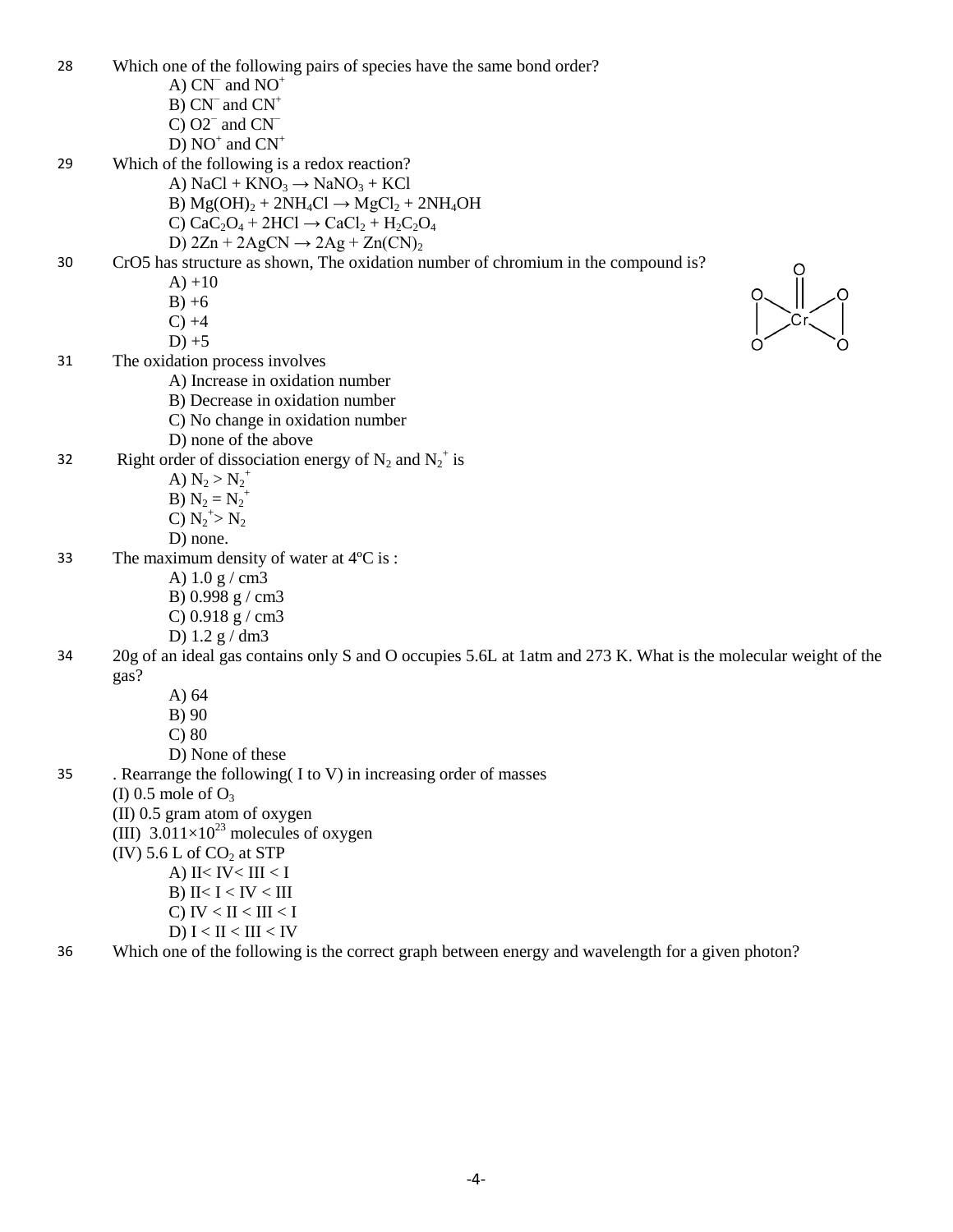28 Which one of the following pairs of species have the same bond order?

A) $CN^-$ and $NO^+$

B) $CN^-$ and $CN^+$

C) O2$^-$ and $CN^-$

D) $NO^+$ and $CN^+$

29 Which of the following is a redox reaction?

A) $NaCl + KNO_3 \rightarrow NaNO_3 + KCl$

B) $Mg(OH)_2 + 2NH_4Cl \rightarrow MgCl_2 + 2NH_4OH$

C) $CaC_2O_4 + 2HCl \rightarrow CaCl_2 + H_2C_2O_4$

D) $2Zn + 2AgCN \rightarrow 2Ag + Zn(CN)_2$

30 CrO5 has structure as shown, The oxidation number of chromium in the compound is?

A) +10

B) +6

C) +4

D) +5

31 The oxidation process involves

A) Increase in oxidation number

B) Decrease in oxidation number

C) No change in oxidation number

D) none of the above

32 Right order of dissociation energy of $N_2$ and $N_2^+$ is

A) $N_2 > N_2^+$

B) $N_2 = N_2^+$

C) $N_2^+ > N_2$

D) none.

33 The maximum density of water at 4ºC is :

A) 1.0 g / cm3

B) 0.998 g / cm3

C) 0.918 g / cm3

D) 1.2 g / dm3

34 20g of an ideal gas contains only S and O occupies 5.6L at 1atm and 273 K. What is the molecular weight of the gas?

A) 64

B) 90

C) 80

D) None of these

35 . Rearrange the following( I to V) in increasing order of masses

(I) 0.5 mole of $O_3$

(II) 0.5 gram atom of oxygen

(III) $3.011 \times 10^{23}$ molecules of oxygen

(IV) 5.6 L of $CO_2$ at STP

A) II< IV< III < I

B) II< I < IV < III

C) IV < II < III < I

D) I < II < III < IV

36 Which one of the following is the correct graph between energy and wavelength for a given photon?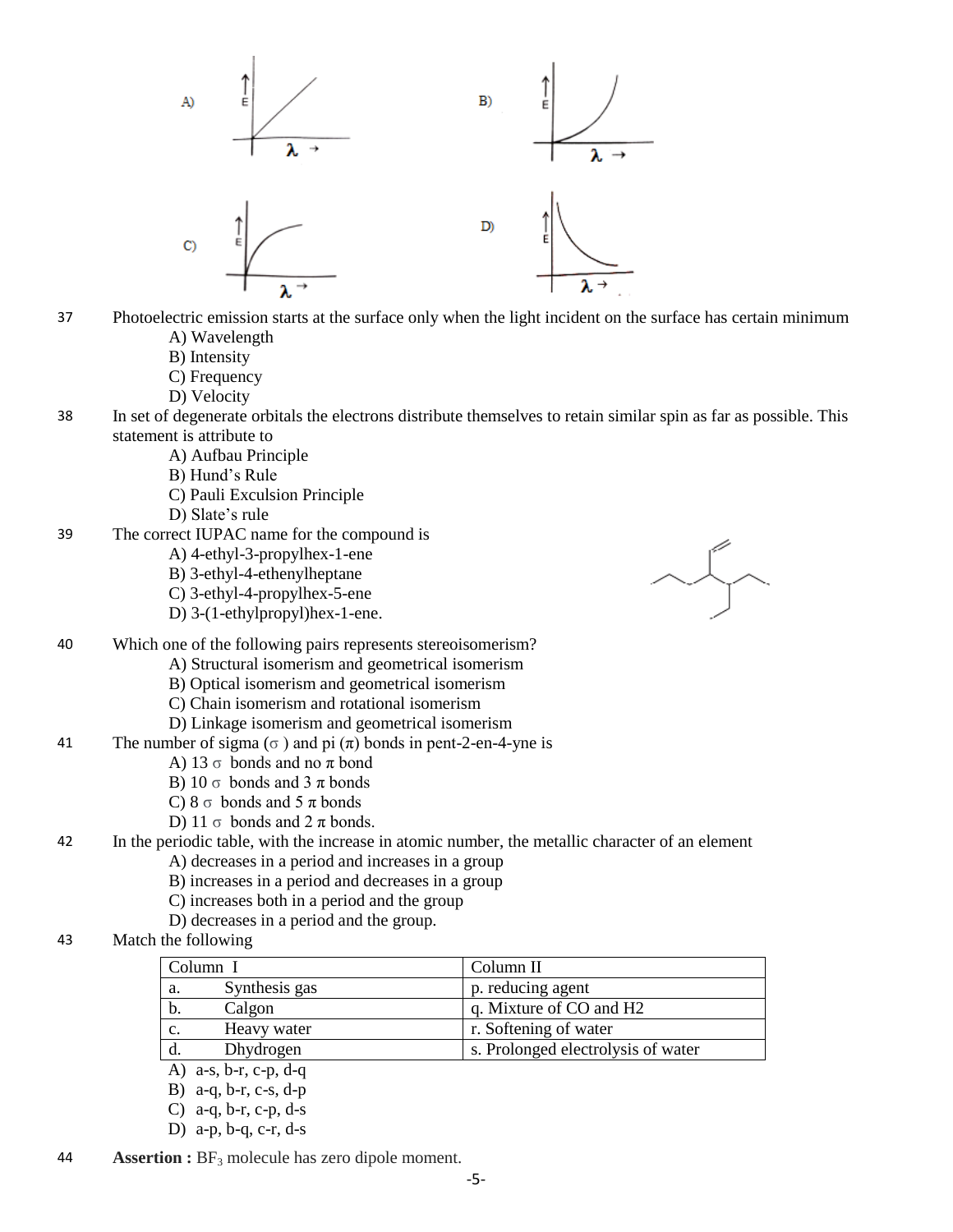A) B)

C) D)

37 Photoelectric emission starts at the surface only when the light incident on the surface has certain minimum

- A) Wavelength
- B) Intensity
- C) Frequency
- D) Velocity

38 In set of degenerate orbitals the electrons distribute themselves to retain similar spin as far as possible. This statement is attribute to

- A) Aufbau Principle
- B) Hund's Rule
- C) Pauli Exculsion Principle
- D) Slate's rule

39 The correct IUPAC name for the compound is

- A) 4-ethyl-3-propylhex-1-ene
- B) 3-ethyl-4-ethenylheptane
- C) 3-ethyl-4-propylhex-5-ene
- D) 3-(1-ethylpropyl)hex-1-ene.

40 Which one of the following pairs represents stereoisomerism?

- A) Structural isomerism and geometrical isomerism
- B) Optical isomerism and geometrical isomerism
- C) Chain isomerism and rotational isomerism
- D) Linkage isomerism and geometrical isomerism

41 The number of sigma ($\sigma$) and pi ($\pi$) bonds in pent-2-en-4-yne is

- A) 13 $\sigma$ bonds and no $\pi$ bond
- B) 10 $\sigma$ bonds and 3 $\pi$ bonds
- C) 8 $\sigma$ bonds and 5 $\pi$ bonds
- D) 11 $\sigma$ bonds and 2 $\pi$ bonds.

42 In the periodic table, with the increase in atomic number, the metallic character of an element

- A) decreases in a period and increases in a group
- B) increases in a period and decreases in a group
- C) increases both in a period and the group
- D) decreases in a period and the group.

43 Match the following

| Column I | Column II |
|---|---|
| a. Synthesis gas | p. reducing agent |
| b. Calgon | q. Mixture of CO and H2 |
| c. Heavy water | r. Softening of water |
| d. Dhydrogen | s. Prolonged electrolysis of water |

- A) a-s, b-r, c-p, d-q
- B) a-q, b-r, c-s, d-p
- C) a-q, b-r, c-p, d-s
- D) a-p, b-q, c-r, d-s

44 **Assertion :** $BF_3$ molecule has zero dipole moment.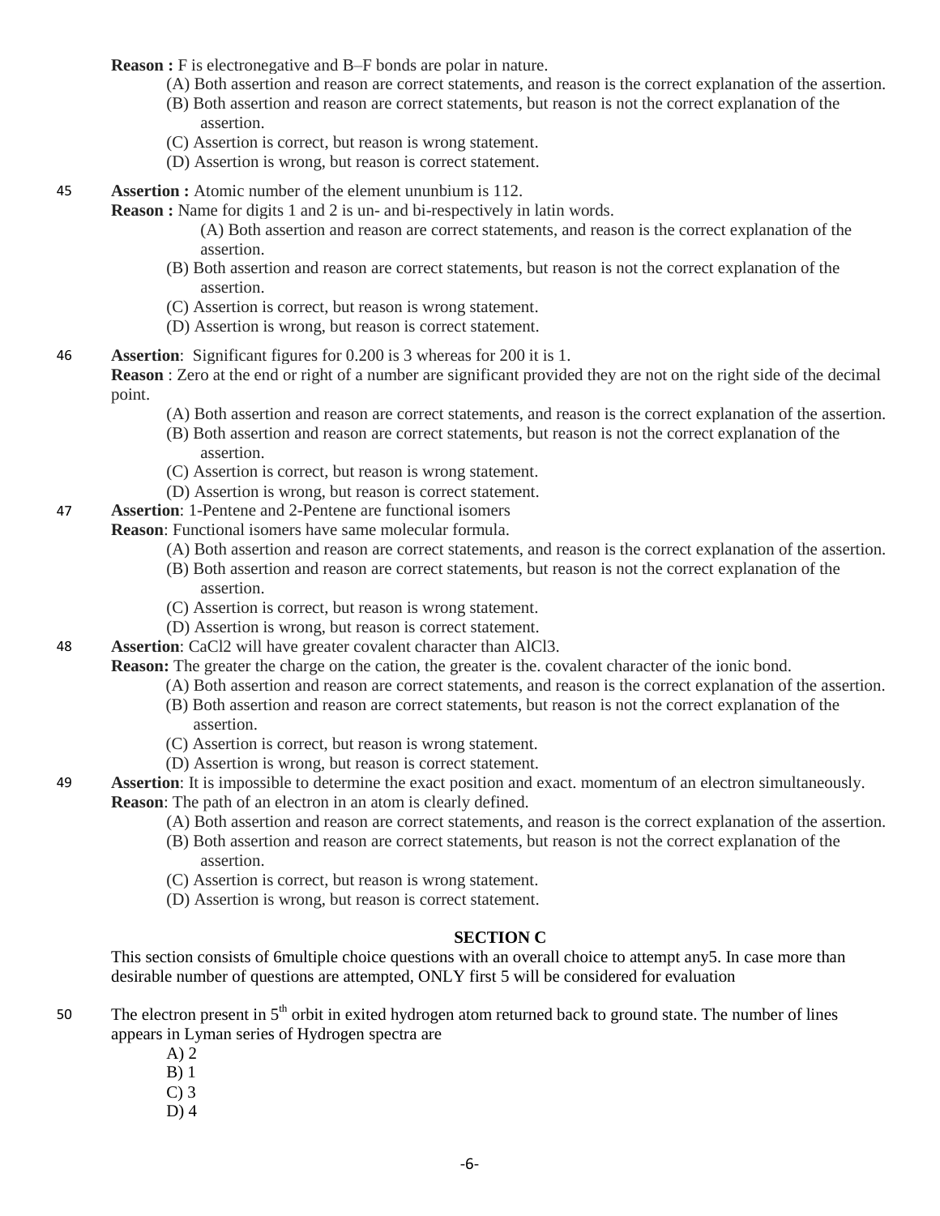**Reason :** F is electronegative and B–F bonds are polar in nature.

(A) Both assertion and reason are correct statements, and reason is the correct explanation of the assertion.
(B) Both assertion and reason are correct statements, but reason is not the correct explanation of the assertion.
(C) Assertion is correct, but reason is wrong statement.
(D) Assertion is wrong, but reason is correct statement.

45 **Assertion :** Atomic number of the element ununbium is 112.
**Reason :** Name for digits 1 and 2 is un- and bi-respectively in latin words.

(A) Both assertion and reason are correct statements, and reason is the correct explanation of the assertion.
(B) Both assertion and reason are correct statements, but reason is not the correct explanation of the assertion.
(C) Assertion is correct, but reason is wrong statement.
(D) Assertion is wrong, but reason is correct statement.

46 **Assertion**: Significant figures for 0.200 is 3 whereas for 200 it is 1.
**Reason** : Zero at the end or right of a number are significant provided they are not on the right side of the decimal point.

(A) Both assertion and reason are correct statements, and reason is the correct explanation of the assertion.
(B) Both assertion and reason are correct statements, but reason is not the correct explanation of the assertion.
(C) Assertion is correct, but reason is wrong statement.
(D) Assertion is wrong, but reason is correct statement.

47 **Assertion**: 1-Pentene and 2-Pentene are functional isomers
**Reason**: Functional isomers have same molecular formula.

(A) Both assertion and reason are correct statements, and reason is the correct explanation of the assertion.
(B) Both assertion and reason are correct statements, but reason is not the correct explanation of the assertion.
(C) Assertion is correct, but reason is wrong statement.
(D) Assertion is wrong, but reason is correct statement.

48 **Assertion**: $CaCl_2$ will have greater covalent character than $AlCl_3$.
**Reason:** The greater the charge on the cation, the greater is the. covalent character of the ionic bond.

(A) Both assertion and reason are correct statements, and reason is the correct explanation of the assertion.
(B) Both assertion and reason are correct statements, but reason is not the correct explanation of the assertion.
(C) Assertion is correct, but reason is wrong statement.
(D) Assertion is wrong, but reason is correct statement.

49 **Assertion**: It is impossible to determine the exact position and exact. momentum of an electron simultaneously.
**Reason**: The path of an electron in an atom is clearly defined.

(A) Both assertion and reason are correct statements, and reason is the correct explanation of the assertion.
(B) Both assertion and reason are correct statements, but reason is not the correct explanation of the assertion.
(C) Assertion is correct, but reason is wrong statement.
(D) Assertion is wrong, but reason is correct statement.

## SECTION C

This section consists of 6multiple choice questions with an overall choice to attempt any5. In case more than desirable number of questions are attempted, ONLY first 5 will be considered for evaluation

50 The electron present in $5^{th}$ orbit in exited hydrogen atom returned back to ground state. The number of lines appears in Lyman series of Hydrogen spectra are

A) 2
B) 1
C) 3
D) 4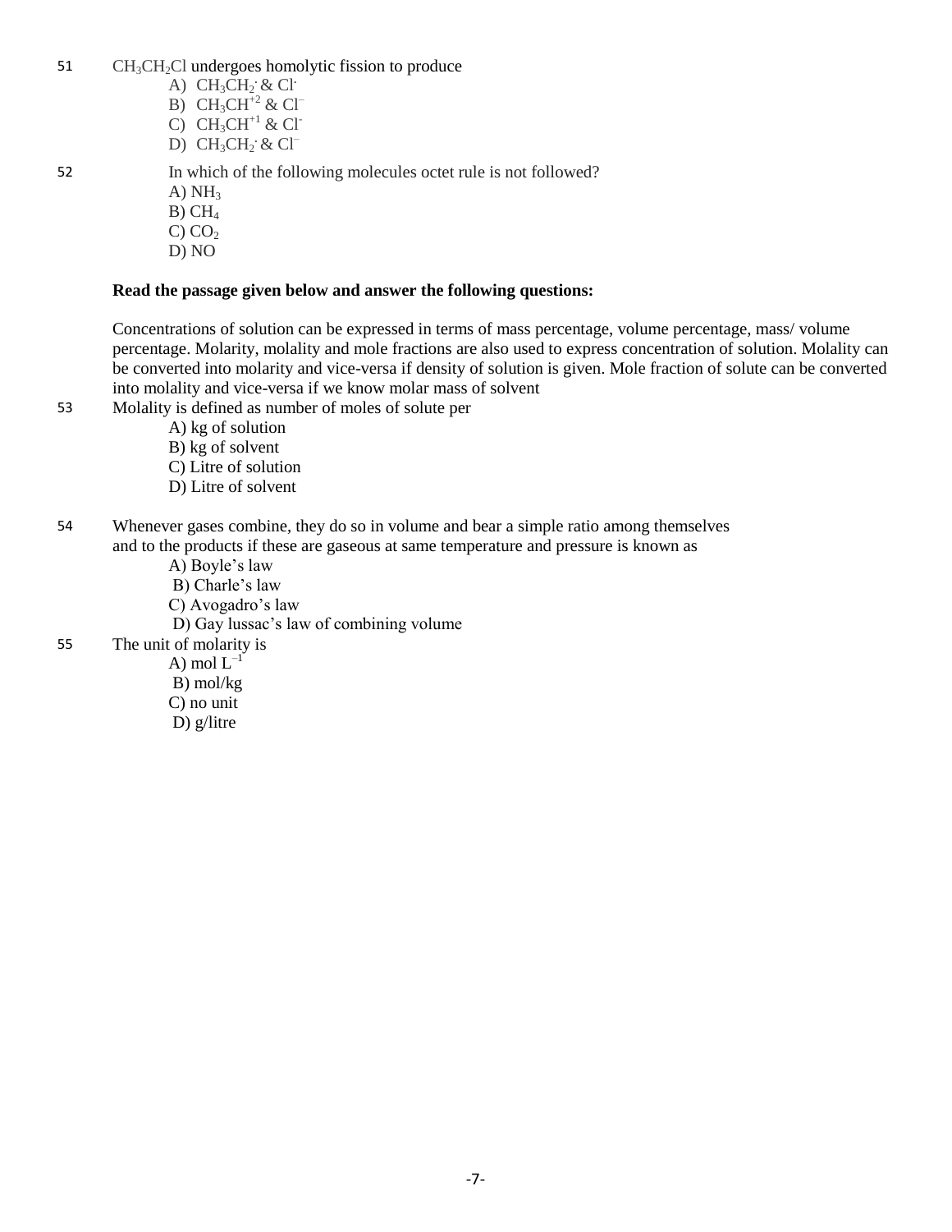51 $CH_3CH_2Cl$ undergoes homolytic fission to produce

A) $CH_3CH_2^{\cdot}$ & $Cl^{\cdot}$

B) $CH_3CH^{+2}$ & $Cl^{-}$

C) $CH_3CH^{+1}$ & $Cl^{-}$

D) $CH_3CH_2^{\cdot}$ & $Cl^{-}$

52 In which of the following molecules octet rule is not followed?

A) $NH_3$

B) $CH_4$

C) $CO_2$

D) NO

**Read the passage given below and answer the following questions:**

Concentrations of solution can be expressed in terms of mass percentage, volume percentage, mass/ volume percentage. Molarity, molality and mole fractions are also used to express concentration of solution. Molality can be converted into molarity and vice-versa if density of solution is given. Mole fraction of solute can be converted into molality and vice-versa if we know molar mass of solvent

53 Molality is defined as number of moles of solute per

A) kg of solution

B) kg of solvent

C) Litre of solution

D) Litre of solvent

54 Whenever gases combine, they do so in volume and bear a simple ratio among themselves and to the products if these are gaseous at same temperature and pressure is known as

A) Boyle's law

B) Charle's law

C) Avogadro's law

D) Gay lussac's law of combining volume

55 The unit of molarity is

A) mol $L^{-1}$

B) mol/kg

C) no unit

D) g/litre